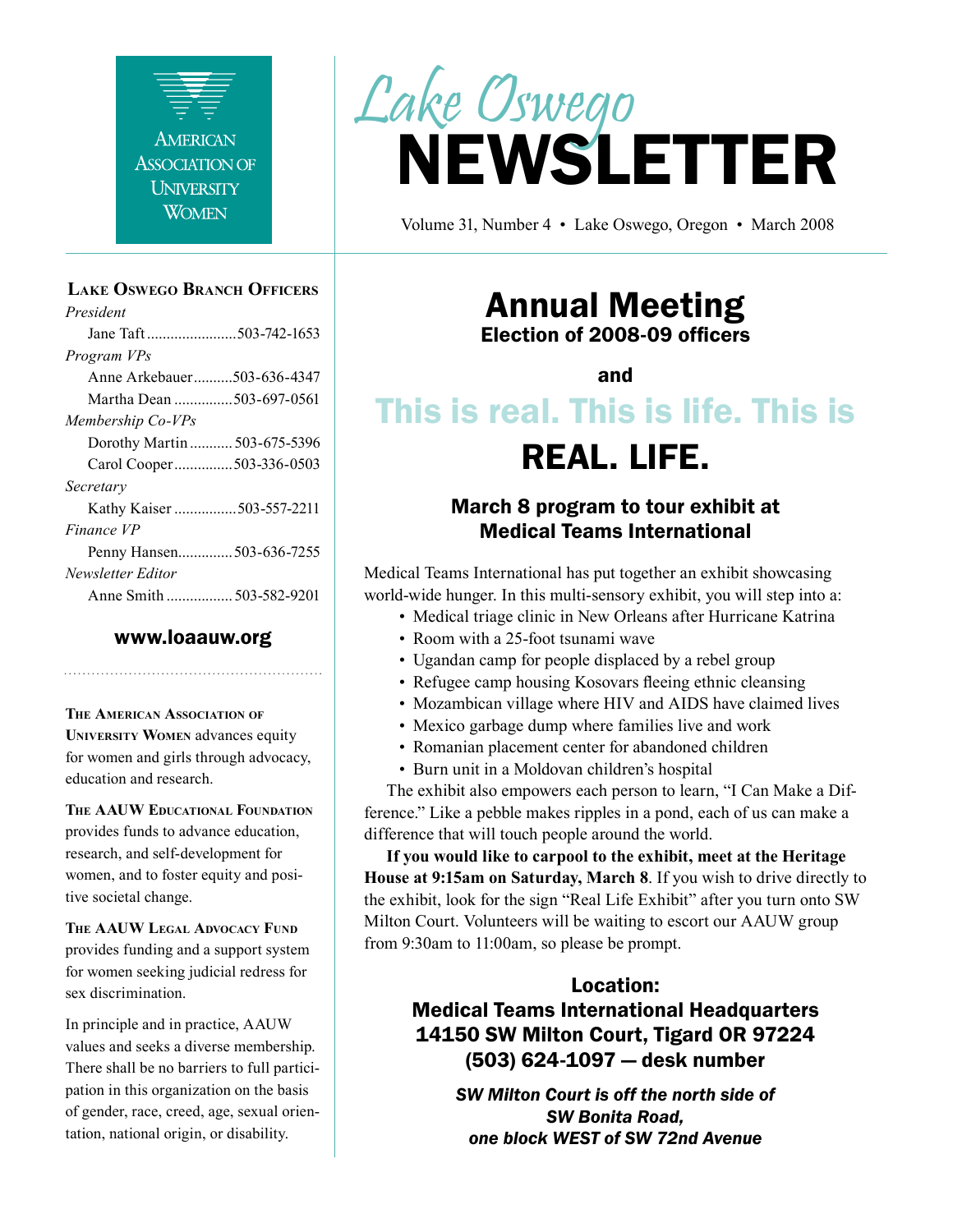AMERICAN ASSOCIATION OF UNIVERSITY WOMEN

# Lake Oswego NEWSLETTER

Volume 31, Number 4 • Lake Oswego, Oregon • March 2008

## Lake Oswego Branch Officers

*President*
Jane Taft ....................... 503-742-1653

*Program VPs*
Anne Arkebauer .......... 503-636-4347
Martha Dean ............... 503-697-0561

*Membership Co-VPs*
Dorothy Martin ........... 503-675-5396
Carol Cooper ............... 503-336-0503

*Secretary*
Kathy Kaiser ................ 503-557-2211

*Finance VP*
Penny Hansen............. 503-636-7255

*Newsletter Editor*
Anne Smith ................. 503-582-9201

**www.loaauw.org**

**The American Association of University Women** advances equity for women and girls through advocacy, education and research.

**The AAUW Educational Foundation** provides funds to advance education, research, and self-development for women, and to foster equity and positive societal change.

**The AAUW Legal Advocacy Fund** provides funding and a support system for women seeking judicial redress for sex discrimination.

In principle and in practice, AAUW values and seeks a diverse membership. There shall be no barriers to full participation in this organization on the basis of gender, race, creed, age, sexual orientation, national origin, or disability.

# Annual Meeting

### Election of 2008-09 officers

**and**

## This is real. This is life. This is REAL. LIFE.

### March 8 program to tour exhibit at Medical Teams International

Medical Teams International has put together an exhibit showcasing world-wide hunger. In this multi-sensory exhibit, you will step into a:

- Medical triage clinic in New Orleans after Hurricane Katrina
- Room with a 25-foot tsunami wave
- Ugandan camp for people displaced by a rebel group
- Refugee camp housing Kosovars fleeing ethnic cleansing
- Mozambican village where HIV and AIDS have claimed lives
- Mexico garbage dump where families live and work
- Romanian placement center for abandoned children
- Burn unit in a Moldovan children's hospital

The exhibit also empowers each person to learn, "I Can Make a Difference." Like a pebble makes ripples in a pond, each of us can make a difference that will touch people around the world.

**If you would like to carpool to the exhibit, meet at the Heritage House at 9:15am on Saturday, March 8**. If you wish to drive directly to the exhibit, look for the sign "Real Life Exhibit" after you turn onto SW Milton Court. Volunteers will be waiting to escort our AAUW group from 9:30am to 11:00am, so please be prompt.

**Location:**
**Medical Teams International Headquarters**
**14150 SW Milton Court, Tigard OR 97224**
**(503) 624-1097 — desk number**

***SW Milton Court is off the north side of SW Bonita Road, one block WEST of SW 72nd Avenue***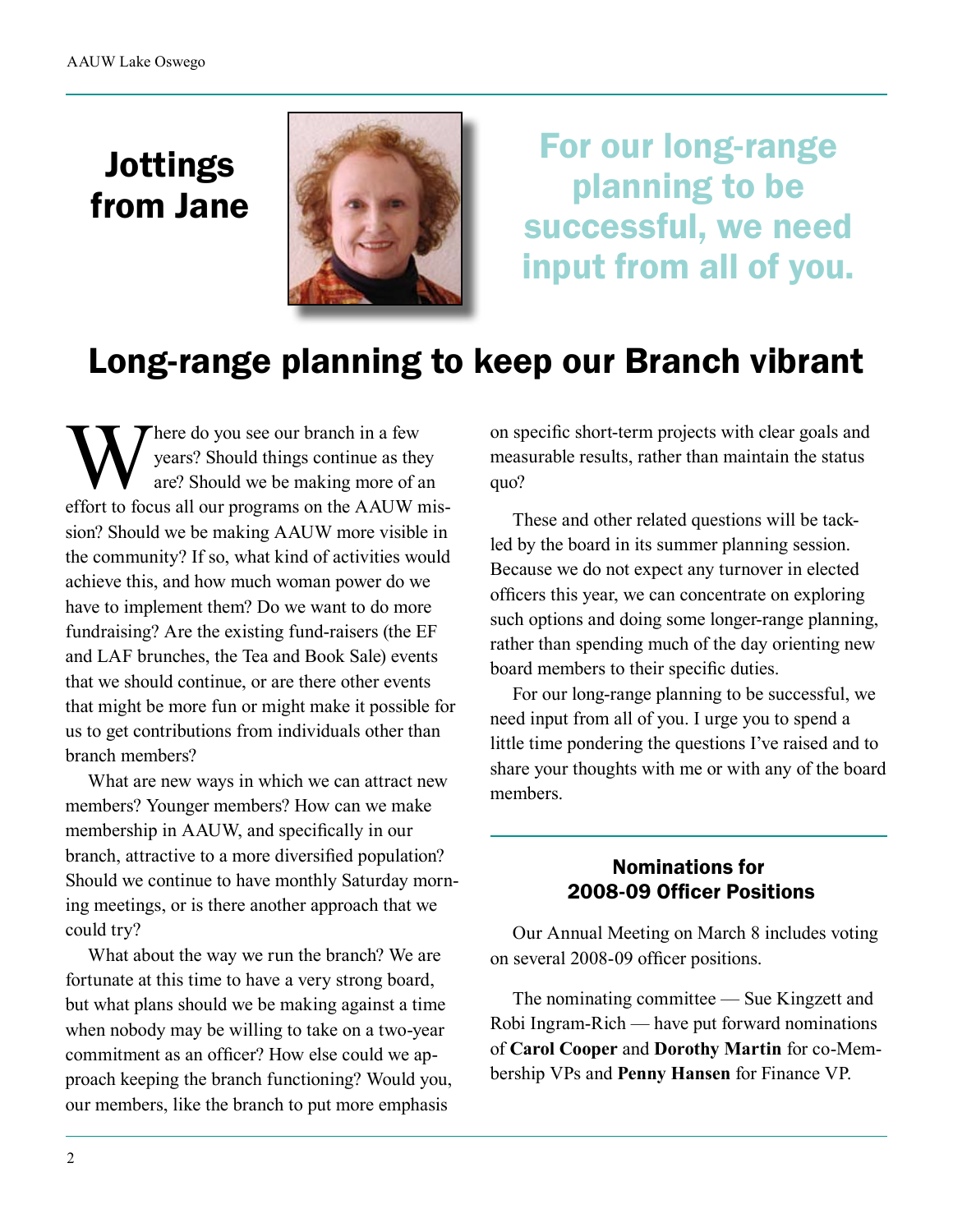# Jottings from Jane

**For our long-range planning to be successful, we need input from all of you.**

## Long-range planning to keep our Branch vibrant

Where do you see our branch in a few years? Should things continue as they are? Should we be making more of an effort to focus all our programs on the AAUW mission? Should we be making AAUW more visible in the community? If so, what kind of activities would achieve this, and how much woman power do we have to implement them? Do we want to do more fundraising? Are the existing fund-raisers (the EF and LAF brunches, the Tea and Book Sale) events that we should continue, or are there other events that might be more fun or might make it possible for us to get contributions from individuals other than branch members?

What are new ways in which we can attract new members? Younger members? How can we make membership in AAUW, and specifically in our branch, attractive to a more diversified population? Should we continue to have monthly Saturday morning meetings, or is there another approach that we could try?

What about the way we run the branch? We are fortunate at this time to have a very strong board, but what plans should we be making against a time when nobody may be willing to take on a two-year commitment as an officer? How else could we approach keeping the branch functioning? Would you, our members, like the branch to put more emphasis on specific short-term projects with clear goals and measurable results, rather than maintain the status quo?

These and other related questions will be tackled by the board in its summer planning session. Because we do not expect any turnover in elected officers this year, we can concentrate on exploring such options and doing some longer-range planning, rather than spending much of the day orienting new board members to their specific duties.

For our long-range planning to be successful, we need input from all of you. I urge you to spend a little time pondering the questions I've raised and to share your thoughts with me or with any of the board members.

### Nominations for 2008-09 Officer Positions

Our Annual Meeting on March 8 includes voting on several 2008-09 officer positions.

The nominating committee — Sue Kingzett and Robi Ingram-Rich — have put forward nominations of **Carol Cooper** and **Dorothy Martin** for co-Membership VPs and **Penny Hansen** for Finance VP.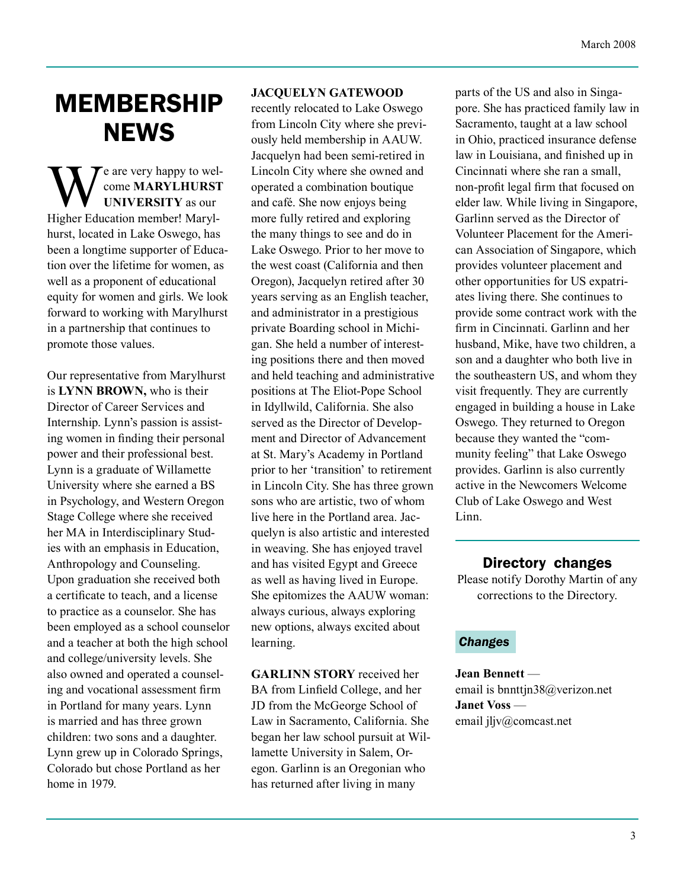# MEMBERSHIP NEWS

We are very happy to welcome **MARYLHURST UNIVERSITY** as our Higher Education member! Marylhurst, located in Lake Oswego, has been a longtime supporter of Education over the lifetime for women, as well as a proponent of educational equity for women and girls. We look forward to working with Marylhurst in a partnership that continues to promote those values.

Our representative from Marylhurst is **LYNN BROWN,** who is their Director of Career Services and Internship. Lynn's passion is assisting women in finding their personal power and their professional best. Lynn is a graduate of Willamette University where she earned a BS in Psychology, and Western Oregon Stage College where she received her MA in Interdisciplinary Studies with an emphasis in Education, Anthropology and Counseling. Upon graduation she received both a certificate to teach, and a license to practice as a counselor. She has been employed as a school counselor and a teacher at both the high school and college/university levels. She also owned and operated a counseling and vocational assessment firm in Portland for many years. Lynn is married and has three grown children: two sons and a daughter. Lynn grew up in Colorado Springs, Colorado but chose Portland as her home in 1979.

**JACQUELYN GATEWOOD** recently relocated to Lake Oswego from Lincoln City where she previously held membership in AAUW. Jacquelyn had been semi-retired in Lincoln City where she owned and operated a combination boutique and café. She now enjoys being more fully retired and exploring the many things to see and do in Lake Oswego. Prior to her move to the west coast (California and then Oregon), Jacquelyn retired after 30 years serving as an English teacher, and administrator in a prestigious private Boarding school in Michigan. She held a number of interesting positions there and then moved and held teaching and administrative positions at The Eliot-Pope School in Idyllwild, California. She also served as the Director of Development and Director of Advancement at St. Mary's Academy in Portland prior to her 'transition' to retirement in Lincoln City. She has three grown sons who are artistic, two of whom live here in the Portland area. Jacquelyn is also artistic and interested in weaving. She has enjoyed travel and has visited Egypt and Greece as well as having lived in Europe. She epitomizes the AAUW woman: always curious, always exploring new options, always excited about learning.

**GARLINN STORY** received her BA from Linfield College, and her JD from the McGeorge School of Law in Sacramento, California. She began her law school pursuit at Willamette University in Salem, Oregon. Garlinn is an Oregonian who has returned after living in many parts of the US and also in Singapore. She has practiced family law in Sacramento, taught at a law school in Ohio, practiced insurance defense law in Louisiana, and finished up in Cincinnati where she ran a small, non-profit legal firm that focused on elder law. While living in Singapore, Garlinn served as the Director of Volunteer Placement for the American Association of Singapore, which provides volunteer placement and other opportunities for US expatriates living there. She continues to provide some contract work with the firm in Cincinnati. Garlinn and her husband, Mike, have two children, a son and a daughter who both live in the southeastern US, and whom they visit frequently. They are currently engaged in building a house in Lake Oswego. They returned to Oregon because they wanted the "community feeling" that Lake Oswego provides. Garlinn is also currently active in the Newcomers Welcome Club of Lake Oswego and West Linn.

## Directory changes

Please notify Dorothy Martin of any corrections to the Directory.

### *Changes*

**Jean Bennett** —
email is bnnttjn38@verizon.net
**Janet Voss** —
email jljv@comcast.net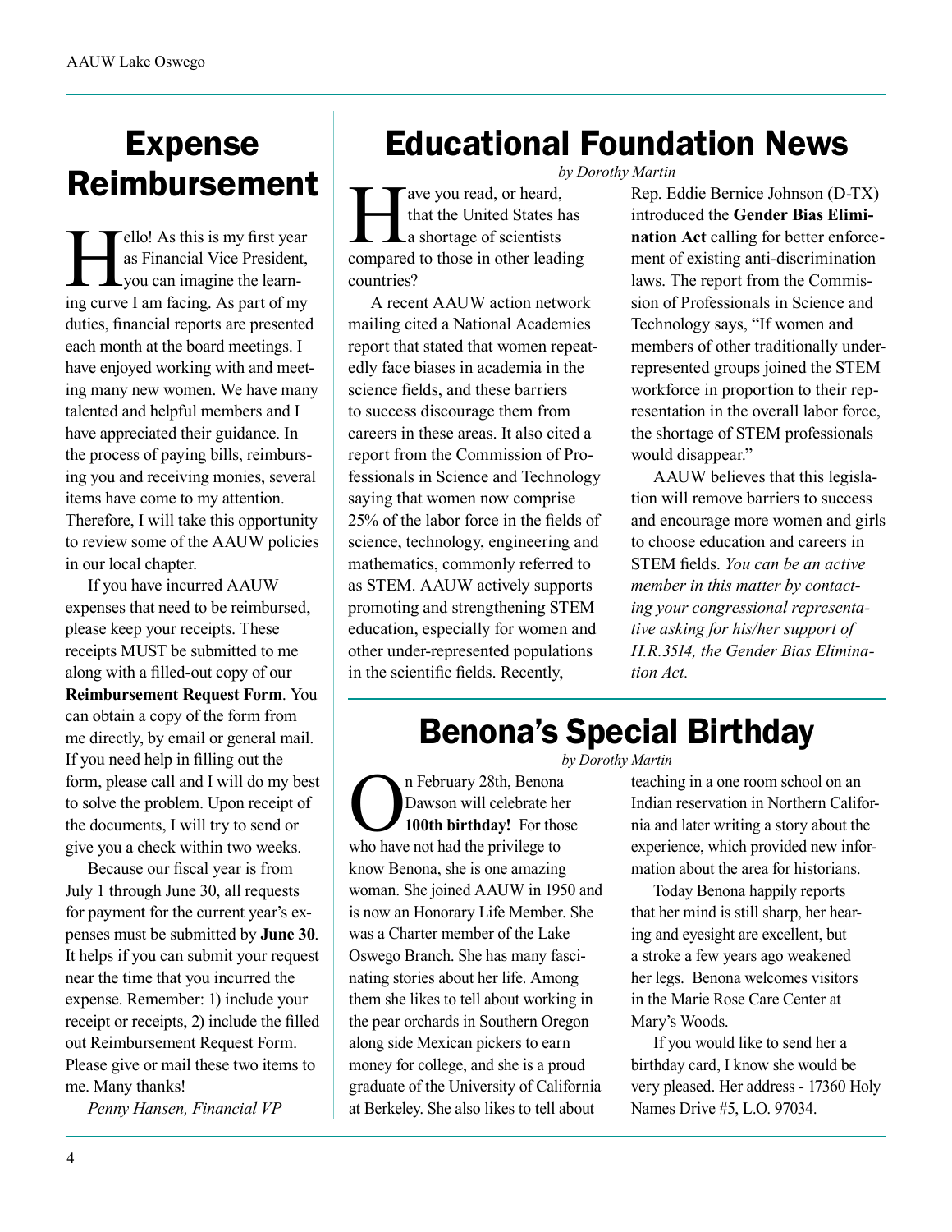# Expense Reimbursement

Hello! As this is my first year as Financial Vice President, you can imagine the learning curve I am facing. As part of my duties, financial reports are presented each month at the board meetings. I have enjoyed working with and meeting many new women. We have many talented and helpful members and I have appreciated their guidance. In the process of paying bills, reimbursing you and receiving monies, several items have come to my attention. Therefore, I will take this opportunity to review some of the AAUW policies in our local chapter.

If you have incurred AAUW expenses that need to be reimbursed, please keep your receipts. These receipts MUST be submitted to me along with a filled-out copy of our **Reimbursement Request Form**. You can obtain a copy of the form from me directly, by email or general mail. If you need help in filling out the form, please call and I will do my best to solve the problem. Upon receipt of the documents, I will try to send or give you a check within two weeks.

Because our fiscal year is from July 1 through June 30, all requests for payment for the current year's expenses must be submitted by **June 30**. It helps if you can submit your request near the time that you incurred the expense. Remember: 1) include your receipt or receipts, 2) include the filled out Reimbursement Request Form. Please give or mail these two items to me. Many thanks!

*Penny Hansen, Financial VP*

# Educational Foundation News

*by Dorothy Martin*

Have you read, or heard, that the United States has a shortage of scientists compared to those in other leading countries?

A recent AAUW action network mailing cited a National Academies report that stated that women repeatedly face biases in academia in the science fields, and these barriers to success discourage them from careers in these areas. It also cited a report from the Commission of Professionals in Science and Technology saying that women now comprise 25% of the labor force in the fields of science, technology, engineering and mathematics, commonly referred to as STEM. AAUW actively supports promoting and strengthening STEM education, especially for women and other under-represented populations in the scientific fields. Recently, Rep. Eddie Bernice Johnson (D-TX) introduced the **Gender Bias Elimination Act** calling for better enforcement of existing anti-discrimination laws. The report from the Commission of Professionals in Science and Technology says, "If women and members of other traditionally underrepresented groups joined the STEM workforce in proportion to their representation in the overall labor force, the shortage of STEM professionals would disappear."

AAUW believes that this legislation will remove barriers to success and encourage more women and girls to choose education and careers in STEM fields. *You can be an active member in this matter by contacting your congressional representative asking for his/her support of H.R.3514, the Gender Bias Elimination Act.*

# Benona's Special Birthday

*by Dorothy Martin*

On February 28th, Benona Dawson will celebrate her **100th birthday!** For those who have not had the privilege to know Benona, she is one amazing woman. She joined AAUW in 1950 and is now an Honorary Life Member. She was a Charter member of the Lake Oswego Branch. She has many fascinating stories about her life. Among them she likes to tell about working in the pear orchards in Southern Oregon along side Mexican pickers to earn money for college, and she is a proud graduate of the University of California at Berkeley. She also likes to tell about teaching in a one room school on an Indian reservation in Northern California and later writing a story about the experience, which provided new information about the area for historians.

Today Benona happily reports that her mind is still sharp, her hearing and eyesight are excellent, but a stroke a few years ago weakened her legs. Benona welcomes visitors in the Marie Rose Care Center at Mary's Woods.

If you would like to send her a birthday card, I know she would be very pleased. Her address - 17360 Holy Names Drive #5, L.O. 97034.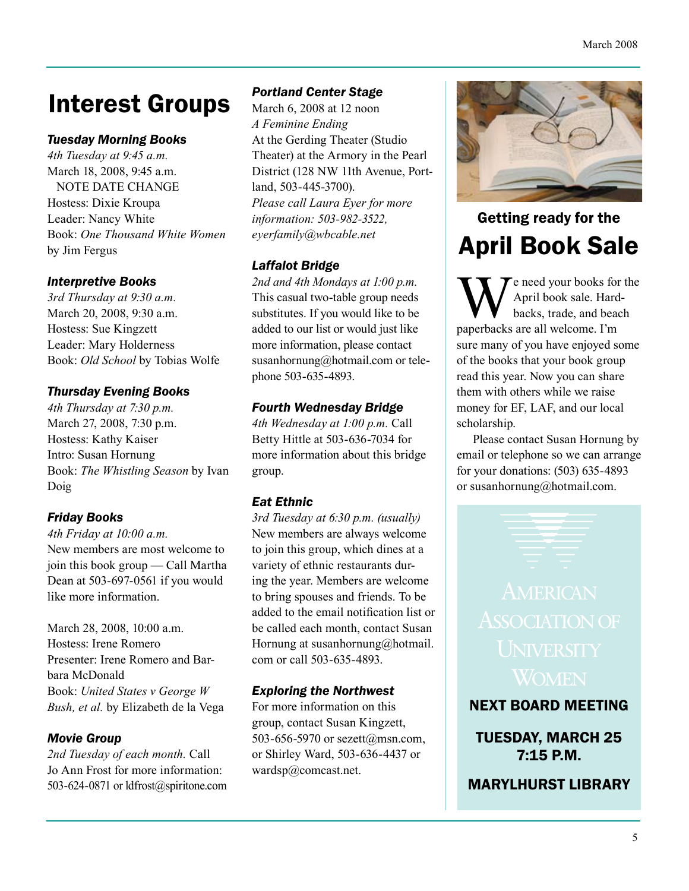# Interest Groups

### *Tuesday Morning Books*

*4th Tuesday at 9:45 a.m.*
March 18, 2008, 9:45 a.m.
NOTE DATE CHANGE
Hostess: Dixie Kroupa
Leader: Nancy White
Book: *One Thousand White Women* by Jim Fergus

### *Interpretive Books*

*3rd Thursday at 9:30 a.m.*
March 20, 2008, 9:30 a.m.
Hostess: Sue Kingzett
Leader: Mary Holderness
Book: *Old School* by Tobias Wolfe

### *Thursday Evening Books*

*4th Thursday at 7:30 p.m.*
March 27, 2008, 7:30 p.m.
Hostess: Kathy Kaiser
Intro: Susan Hornung
Book: *The Whistling Season* by Ivan Doig

### *Friday Books*

*4th Friday at 10:00 a.m.*
New members are most welcome to join this book group — Call Martha Dean at 503-697-0561 if you would like more information.

March 28, 2008, 10:00 a.m.
Hostess: Irene Romero
Presenter: Irene Romero and Barbara McDonald
Book: *United States v George W Bush, et al.* by Elizabeth de la Vega

### *Movie Group*

*2nd Tuesday of each month.* Call Jo Ann Frost for more information: 503-624-0871 or ldfrost@spiritone.com

### *Portland Center Stage*

March 6, 2008 at 12 noon
*A Feminine Ending*
At the Gerding Theater (Studio Theater) at the Armory in the Pearl District (128 NW 11th Avenue, Portland, 503-445-3700).
*Please call Laura Eyer for more information: 503-982-3522, eyerfamily@wbcable.net*

### *Laffalot Bridge*

*2nd and 4th Mondays at 1:00 p.m.*
This casual two-table group needs substitutes. If you would like to be added to our list or would just like more information, please contact susanhornung@hotmail.com or telephone 503-635-4893.

### *Fourth Wednesday Bridge*

*4th Wednesday at 1:00 p.m.* Call Betty Hittle at 503-636-7034 for more information about this bridge group.

### *Eat Ethnic*

*3rd Tuesday at 6:30 p.m. (usually)*
New members are always welcome to join this group, which dines at a variety of ethnic restaurants during the year. Members are welcome to bring spouses and friends. To be added to the email notification list or be called each month, contact Susan Hornung at susanhornung@hotmail.com or call 503-635-4893.

### *Exploring the Northwest*

For more information on this group, contact Susan Kingzett, 503-656-5970 or sezett@msn.com, or Shirley Ward, 503-636-4437 or wardsp@comcast.net.

## Getting ready for the April Book Sale

We need your books for the April book sale. Hardbacks, trade, and beach paperbacks are all welcome. I'm sure many of you have enjoyed some of the books that your book group read this year. Now you can share them with others while we raise money for EF, LAF, and our local scholarship.

Please contact Susan Hornung by email or telephone so we can arrange for your donations: (503) 635-4893 or susanhornung@hotmail.com.

American Association of University Women

**NEXT BOARD MEETING**

**TUESDAY, MARCH 25**
**7:15 P.M.**

**MARYLHURST LIBRARY**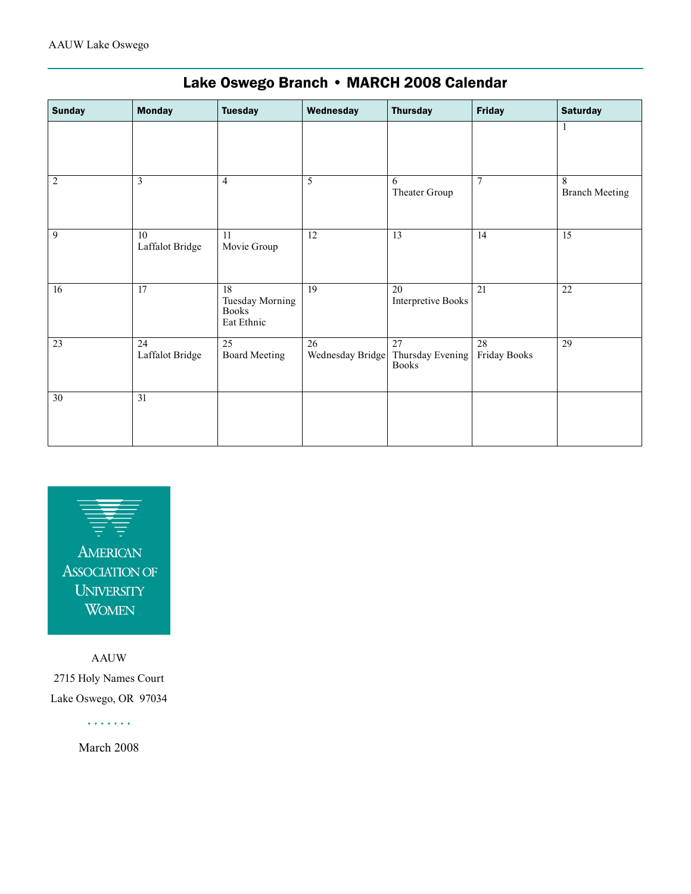## Lake Oswego Branch • MARCH 2008 Calendar

| Sunday | Monday | Tuesday | Wednesday | Thursday | Friday | Saturday |
|---|---|---|---|---|---|---|
| | | | | | | 1 |
| 2 | 3 | 4 | 5 | 6 Theater Group | 7 | 8 Branch Meeting |
| 9 | 10 Laffalot Bridge | 11 Movie Group | 12 | 13 | 14 | 15 |
| 16 | 17 | 18 Tuesday Morning Books Eat Ethnic | 19 | 20 Interpretive Books | 21 | 22 |
| 23 | 24 Laffalot Bridge | 25 Board Meeting | 26 Wednesday Bridge | 27 Thursday Evening Books | 28 Friday Books | 29 |
| 30 | 31 | | | | | |

AMERICAN ASSOCIATION OF UNIVERSITY WOMEN

AAUW
2715 Holy Names Court
Lake Oswego, OR 97034

March 2008